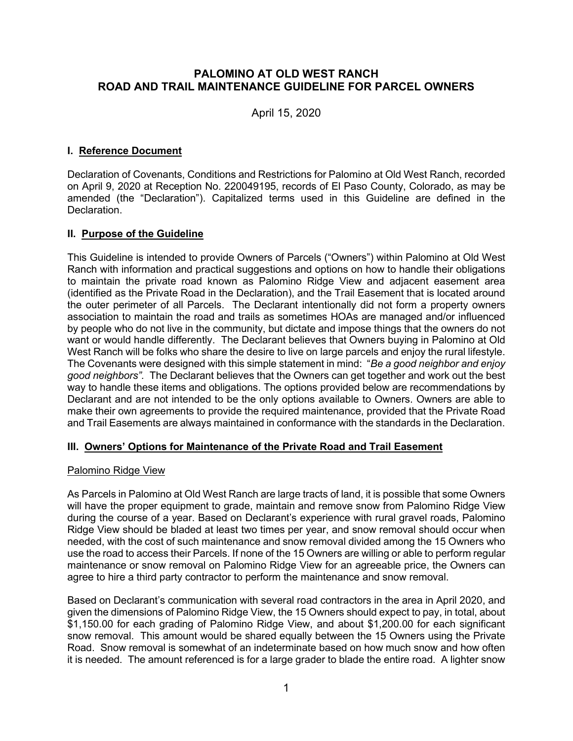# PALOMINO AT OLD WEST RANCH
# ROAD AND TRAIL MAINTENANCE GUIDELINE FOR PARCEL OWNERS

April 15, 2020

## I. Reference Document

Declaration of Covenants, Conditions and Restrictions for Palomino at Old West Ranch, recorded on April 9, 2020 at Reception No. 220049195, records of El Paso County, Colorado, as may be amended (the "Declaration"). Capitalized terms used in this Guideline are defined in the Declaration.

## II. Purpose of the Guideline

This Guideline is intended to provide Owners of Parcels ("Owners") within Palomino at Old West Ranch with information and practical suggestions and options on how to handle their obligations to maintain the private road known as Palomino Ridge View and adjacent easement area (identified as the Private Road in the Declaration), and the Trail Easement that is located around the outer perimeter of all Parcels. The Declarant intentionally did not form a property owners association to maintain the road and trails as sometimes HOAs are managed and/or influenced by people who do not live in the community, but dictate and impose things that the owners do not want or would handle differently. The Declarant believes that Owners buying in Palomino at Old West Ranch will be folks who share the desire to live on large parcels and enjoy the rural lifestyle. The Covenants were designed with this simple statement in mind: "*Be a good neighbor and enjoy good neighbors".* The Declarant believes that the Owners can get together and work out the best way to handle these items and obligations. The options provided below are recommendations by Declarant and are not intended to be the only options available to Owners. Owners are able to make their own agreements to provide the required maintenance, provided that the Private Road and Trail Easements are always maintained in conformance with the standards in the Declaration.

## III. Owners' Options for Maintenance of the Private Road and Trail Easement

### Palomino Ridge View

As Parcels in Palomino at Old West Ranch are large tracts of land, it is possible that some Owners will have the proper equipment to grade, maintain and remove snow from Palomino Ridge View during the course of a year. Based on Declarant's experience with rural gravel roads, Palomino Ridge View should be bladed at least two times per year, and snow removal should occur when needed, with the cost of such maintenance and snow removal divided among the 15 Owners who use the road to access their Parcels. If none of the 15 Owners are willing or able to perform regular maintenance or snow removal on Palomino Ridge View for an agreeable price, the Owners can agree to hire a third party contractor to perform the maintenance and snow removal.

Based on Declarant's communication with several road contractors in the area in April 2020, and given the dimensions of Palomino Ridge View, the 15 Owners should expect to pay, in total, about $1,150.00 for each grading of Palomino Ridge View, and about $1,200.00 for each significant snow removal. This amount would be shared equally between the 15 Owners using the Private Road. Snow removal is somewhat of an indeterminate based on how much snow and how often it is needed. The amount referenced is for a large grader to blade the entire road. A lighter snow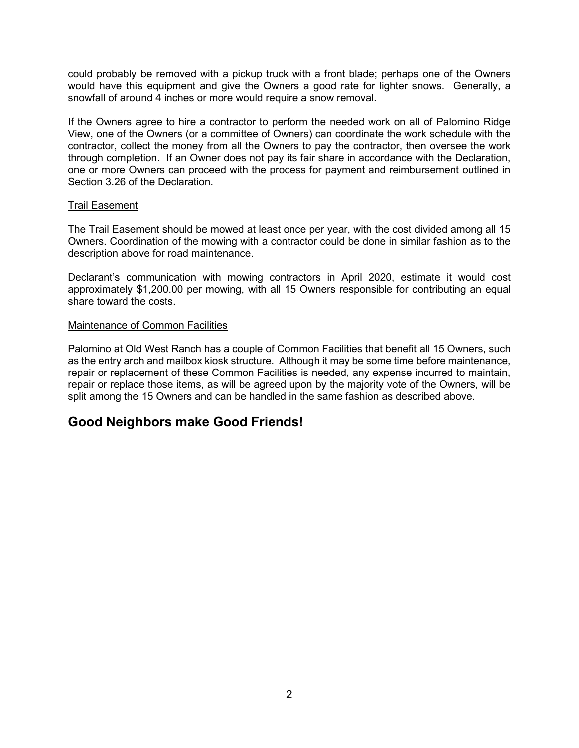could probably be removed with a pickup truck with a front blade; perhaps one of the Owners would have this equipment and give the Owners a good rate for lighter snows. Generally, a snowfall of around 4 inches or more would require a snow removal.

If the Owners agree to hire a contractor to perform the needed work on all of Palomino Ridge View, one of the Owners (or a committee of Owners) can coordinate the work schedule with the contractor, collect the money from all the Owners to pay the contractor, then oversee the work through completion. If an Owner does not pay its fair share in accordance with the Declaration, one or more Owners can proceed with the process for payment and reimbursement outlined in Section 3.26 of the Declaration.

<u>Trail Easement</u>

The Trail Easement should be mowed at least once per year, with the cost divided among all 15 Owners. Coordination of the mowing with a contractor could be done in similar fashion as to the description above for road maintenance.

Declarant's communication with mowing contractors in April 2020, estimate it would cost approximately $1,200.00 per mowing, with all 15 Owners responsible for contributing an equal share toward the costs.

<u>Maintenance of Common Facilities</u>

Palomino at Old West Ranch has a couple of Common Facilities that benefit all 15 Owners, such as the entry arch and mailbox kiosk structure. Although it may be some time before maintenance, repair or replacement of these Common Facilities is needed, any expense incurred to maintain, repair or replace those items, as will be agreed upon by the majority vote of the Owners, will be split among the 15 Owners and can be handled in the same fashion as described above.

## Good Neighbors make Good Friends!